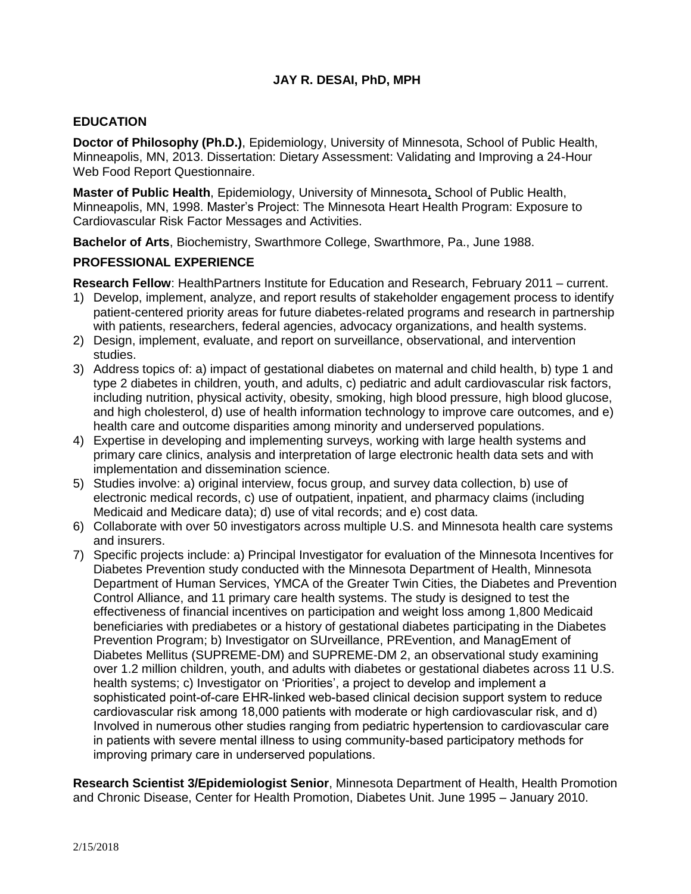# JAY R. DESAI, PhD, MPH

## EDUCATION

**Doctor of Philosophy (Ph.D.)**, Epidemiology, University of Minnesota, School of Public Health, Minneapolis, MN, 2013. Dissertation: Dietary Assessment: Validating and Improving a 24-Hour Web Food Report Questionnaire.

**Master of Public Health**, Epidemiology, University of Minnesota, School of Public Health, Minneapolis, MN, 1998. Master's Project: The Minnesota Heart Health Program: Exposure to Cardiovascular Risk Factor Messages and Activities.

**Bachelor of Arts**, Biochemistry, Swarthmore College, Swarthmore, Pa., June 1988.

## PROFESSIONAL EXPERIENCE

**Research Fellow**: HealthPartners Institute for Education and Research, February 2011 – current.

1) Develop, implement, analyze, and report results of stakeholder engagement process to identify patient-centered priority areas for future diabetes-related programs and research in partnership with patients, researchers, federal agencies, advocacy organizations, and health systems.
2) Design, implement, evaluate, and report on surveillance, observational, and intervention studies.
3) Address topics of: a) impact of gestational diabetes on maternal and child health, b) type 1 and type 2 diabetes in children, youth, and adults, c) pediatric and adult cardiovascular risk factors, including nutrition, physical activity, obesity, smoking, high blood pressure, high blood glucose, and high cholesterol, d) use of health information technology to improve care outcomes, and e) health care and outcome disparities among minority and underserved populations.
4) Expertise in developing and implementing surveys, working with large health systems and primary care clinics, analysis and interpretation of large electronic health data sets and with implementation and dissemination science.
5) Studies involve: a) original interview, focus group, and survey data collection, b) use of electronic medical records, c) use of outpatient, inpatient, and pharmacy claims (including Medicaid and Medicare data); d) use of vital records; and e) cost data.
6) Collaborate with over 50 investigators across multiple U.S. and Minnesota health care systems and insurers.
7) Specific projects include: a) Principal Investigator for evaluation of the Minnesota Incentives for Diabetes Prevention study conducted with the Minnesota Department of Health, Minnesota Department of Human Services, YMCA of the Greater Twin Cities, the Diabetes and Prevention Control Alliance, and 11 primary care health systems. The study is designed to test the effectiveness of financial incentives on participation and weight loss among 1,800 Medicaid beneficiaries with prediabetes or a history of gestational diabetes participating in the Diabetes Prevention Program; b) Investigator on SUrveillance, PREvention, and ManagEment of Diabetes Mellitus (SUPREME-DM) and SUPREME-DM 2, an observational study examining over 1.2 million children, youth, and adults with diabetes or gestational diabetes across 11 U.S. health systems; c) Investigator on 'Priorities', a project to develop and implement a sophisticated point-of-care EHR-linked web-based clinical decision support system to reduce cardiovascular risk among 18,000 patients with moderate or high cardiovascular risk, and d) Involved in numerous other studies ranging from pediatric hypertension to cardiovascular care in patients with severe mental illness to using community-based participatory methods for improving primary care in underserved populations.

**Research Scientist 3/Epidemiologist Senior**, Minnesota Department of Health, Health Promotion and Chronic Disease, Center for Health Promotion, Diabetes Unit. June 1995 – January 2010.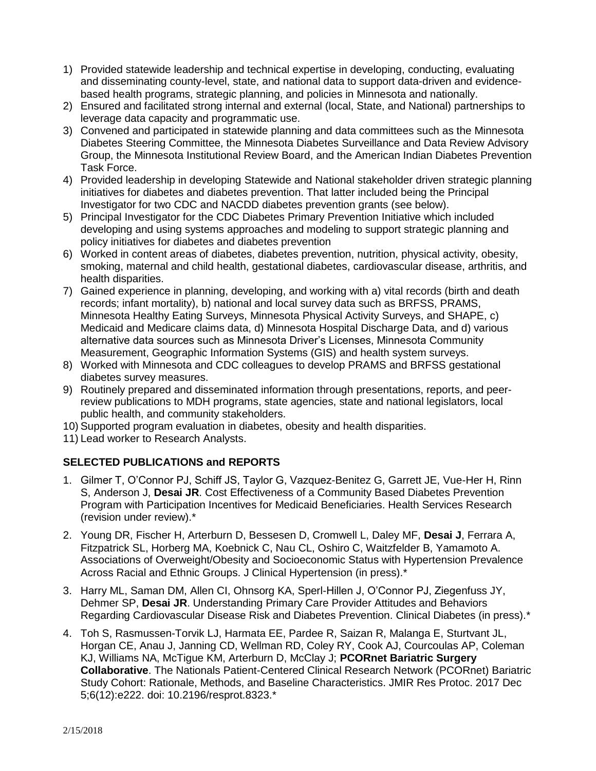1) Provided statewide leadership and technical expertise in developing, conducting, evaluating and disseminating county-level, state, and national data to support data-driven and evidence-based health programs, strategic planning, and policies in Minnesota and nationally.
2) Ensured and facilitated strong internal and external (local, State, and National) partnerships to leverage data capacity and programmatic use.
3) Convened and participated in statewide planning and data committees such as the Minnesota Diabetes Steering Committee, the Minnesota Diabetes Surveillance and Data Review Advisory Group, the Minnesota Institutional Review Board, and the American Indian Diabetes Prevention Task Force.
4) Provided leadership in developing Statewide and National stakeholder driven strategic planning initiatives for diabetes and diabetes prevention. That latter included being the Principal Investigator for two CDC and NACDD diabetes prevention grants (see below).
5) Principal Investigator for the CDC Diabetes Primary Prevention Initiative which included developing and using systems approaches and modeling to support strategic planning and policy initiatives for diabetes and diabetes prevention
6) Worked in content areas of diabetes, diabetes prevention, nutrition, physical activity, obesity, smoking, maternal and child health, gestational diabetes, cardiovascular disease, arthritis, and health disparities.
7) Gained experience in planning, developing, and working with a) vital records (birth and death records; infant mortality), b) national and local survey data such as BRFSS, PRAMS, Minnesota Healthy Eating Surveys, Minnesota Physical Activity Surveys, and SHAPE, c) Medicaid and Medicare claims data, d) Minnesota Hospital Discharge Data, and d) various alternative data sources such as Minnesota Driver's Licenses, Minnesota Community Measurement, Geographic Information Systems (GIS) and health system surveys.
8) Worked with Minnesota and CDC colleagues to develop PRAMS and BRFSS gestational diabetes survey measures.
9) Routinely prepared and disseminated information through presentations, reports, and peer-review publications to MDH programs, state agencies, state and national legislators, local public health, and community stakeholders.
10) Supported program evaluation in diabetes, obesity and health disparities.
11) Lead worker to Research Analysts.

## SELECTED PUBLICATIONS and REPORTS

1. Gilmer T, O'Connor PJ, Schiff JS, Taylor G, Vazquez-Benitez G, Garrett JE, Vue-Her H, Rinn S, Anderson J, **Desai JR**. Cost Effectiveness of a Community Based Diabetes Prevention Program with Participation Incentives for Medicaid Beneficiaries. Health Services Research (revision under review).*
2. Young DR, Fischer H, Arterburn D, Bessesen D, Cromwell L, Daley MF, **Desai J**, Ferrara A, Fitzpatrick SL, Horberg MA, Koebnick C, Nau CL, Oshiro C, Waitzfelder B, Yamamoto A. Associations of Overweight/Obesity and Socioeconomic Status with Hypertension Prevalence Across Racial and Ethnic Groups. J Clinical Hypertension (in press).*
3. Harry ML, Saman DM, Allen CI, Ohnsorg KA, Sperl-Hillen J, O'Connor PJ, Ziegenfuss JY, Dehmer SP, **Desai JR**. Understanding Primary Care Provider Attitudes and Behaviors Regarding Cardiovascular Disease Risk and Diabetes Prevention. Clinical Diabetes (in press).*
4. Toh S, Rasmussen-Torvik LJ, Harmata EE, Pardee R, Saizan R, Malanga E, Sturtvant JL, Horgan CE, Anau J, Janning CD, Wellman RD, Coley RY, Cook AJ, Courcoulas AP, Coleman KJ, Williams NA, McTigue KM, Arterburn D, McClay J; **PCORnet Bariatric Surgery Collaborative**. The Nationals Patient-Centered Clinical Research Network (PCORnet) Bariatric Study Cohort: Rationale, Methods, and Baseline Characteristics. JMIR Res Protoc. 2017 Dec 5;6(12):e222. doi: 10.2196/resprot.8323.*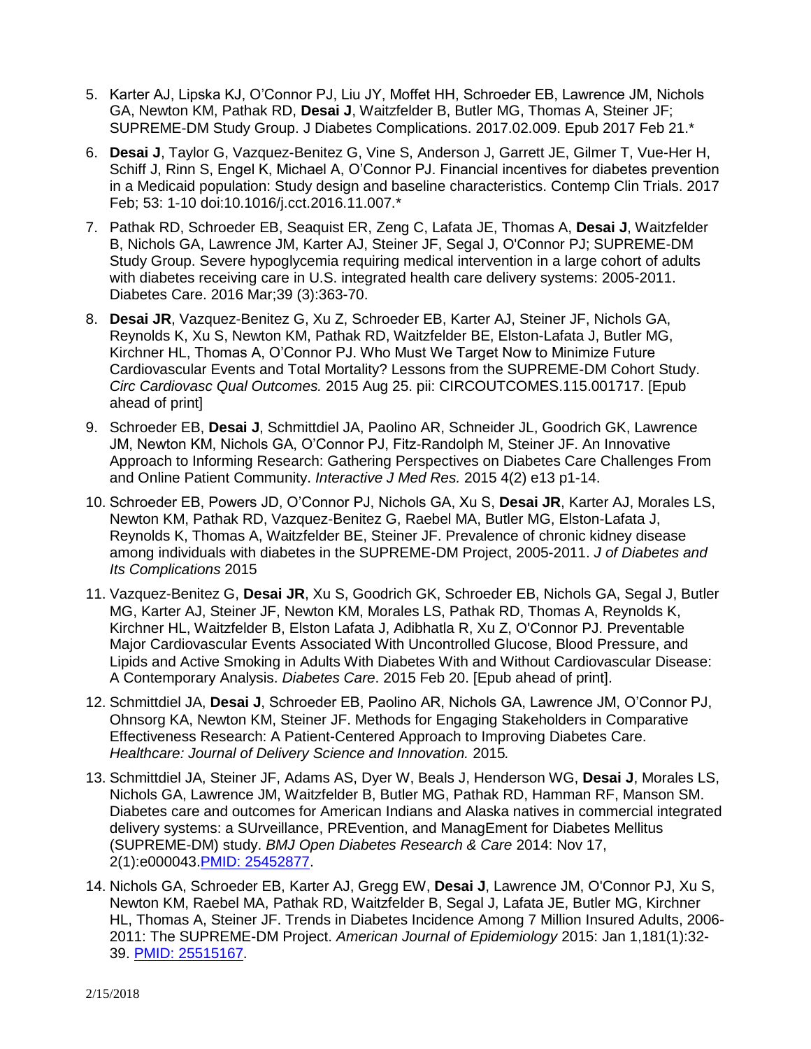5. Karter AJ, Lipska KJ, O'Connor PJ, Liu JY, Moffet HH, Schroeder EB, Lawrence JM, Nichols GA, Newton KM, Pathak RD, **Desai J**, Waitzfelder B, Butler MG, Thomas A, Steiner JF; SUPREME-DM Study Group. J Diabetes Complications. 2017.02.009. Epub 2017 Feb 21.*

6. **Desai J**, Taylor G, Vazquez-Benitez G, Vine S, Anderson J, Garrett JE, Gilmer T, Vue-Her H, Schiff J, Rinn S, Engel K, Michael A, O'Connor PJ. Financial incentives for diabetes prevention in a Medicaid population: Study design and baseline characteristics. Contemp Clin Trials. 2017 Feb; 53: 1-10 doi:10.1016/j.cct.2016.11.007.*

7. Pathak RD, Schroeder EB, Seaquist ER, Zeng C, Lafata JE, Thomas A, **Desai J**, Waitzfelder B, Nichols GA, Lawrence JM, Karter AJ, Steiner JF, Segal J, O'Connor PJ; SUPREME-DM Study Group. Severe hypoglycemia requiring medical intervention in a large cohort of adults with diabetes receiving care in U.S. integrated health care delivery systems: 2005-2011. Diabetes Care. 2016 Mar;39 (3):363-70.

8. **Desai JR**, Vazquez-Benitez G, Xu Z, Schroeder EB, Karter AJ, Steiner JF, Nichols GA, Reynolds K, Xu S, Newton KM, Pathak RD, Waitzfelder BE, Elston-Lafata J, Butler MG, Kirchner HL, Thomas A, O'Connor PJ. Who Must We Target Now to Minimize Future Cardiovascular Events and Total Mortality? Lessons from the SUPREME-DM Cohort Study. *Circ Cardiovasc Qual Outcomes.* 2015 Aug 25. pii: CIRCOUTCOMES.115.001717. [Epub ahead of print]

9. Schroeder EB, **Desai J**, Schmittdiel JA, Paolino AR, Schneider JL, Goodrich GK, Lawrence JM, Newton KM, Nichols GA, O'Connor PJ, Fitz-Randolph M, Steiner JF. An Innovative Approach to Informing Research: Gathering Perspectives on Diabetes Care Challenges From and Online Patient Community. *Interactive J Med Res.* 2015 4(2) e13 p1-14.

10. Schroeder EB, Powers JD, O'Connor PJ, Nichols GA, Xu S, **Desai JR**, Karter AJ, Morales LS, Newton KM, Pathak RD, Vazquez-Benitez G, Raebel MA, Butler MG, Elston-Lafata J, Reynolds K, Thomas A, Waitzfelder BE, Steiner JF. Prevalence of chronic kidney disease among individuals with diabetes in the SUPREME-DM Project, 2005-2011. *J of Diabetes and Its Complications* 2015

11. Vazquez-Benitez G, **Desai JR**, Xu S, Goodrich GK, Schroeder EB, Nichols GA, Segal J, Butler MG, Karter AJ, Steiner JF, Newton KM, Morales LS, Pathak RD, Thomas A, Reynolds K, Kirchner HL, Waitzfelder B, Elston Lafata J, Adibhatla R, Xu Z, O'Connor PJ. Preventable Major Cardiovascular Events Associated With Uncontrolled Glucose, Blood Pressure, and Lipids and Active Smoking in Adults With Diabetes With and Without Cardiovascular Disease: A Contemporary Analysis. *Diabetes Care*. 2015 Feb 20. [Epub ahead of print].

12. Schmittdiel JA, **Desai J**, Schroeder EB, Paolino AR, Nichols GA, Lawrence JM, O'Connor PJ, Ohnsorg KA, Newton KM, Steiner JF. Methods for Engaging Stakeholders in Comparative Effectiveness Research: A Patient-Centered Approach to Improving Diabetes Care. *Healthcare: Journal of Delivery Science and Innovation.* 2015*.*

13. Schmittdiel JA, Steiner JF, Adams AS, Dyer W, Beals J, Henderson WG, **Desai J**, Morales LS, Nichols GA, Lawrence JM, Waitzfelder B, Butler MG, Pathak RD, Hamman RF, Manson SM. Diabetes care and outcomes for American Indians and Alaska natives in commercial integrated delivery systems: a SUrveillance, PREvention, and ManagEment for Diabetes Mellitus (SUPREME-DM) study. *BMJ Open Diabetes Research & Care* 2014: Nov 17, 2(1):e000043.PMID: 25452877.

14. Nichols GA, Schroeder EB, Karter AJ, Gregg EW, **Desai J**, Lawrence JM, O'Connor PJ, Xu S, Newton KM, Raebel MA, Pathak RD, Waitzfelder B, Segal J, Lafata JE, Butler MG, Kirchner HL, Thomas A, Steiner JF. Trends in Diabetes Incidence Among 7 Million Insured Adults, 2006-2011: The SUPREME-DM Project. *American Journal of Epidemiology* 2015: Jan 1,181(1):32-39. PMID: 25515167.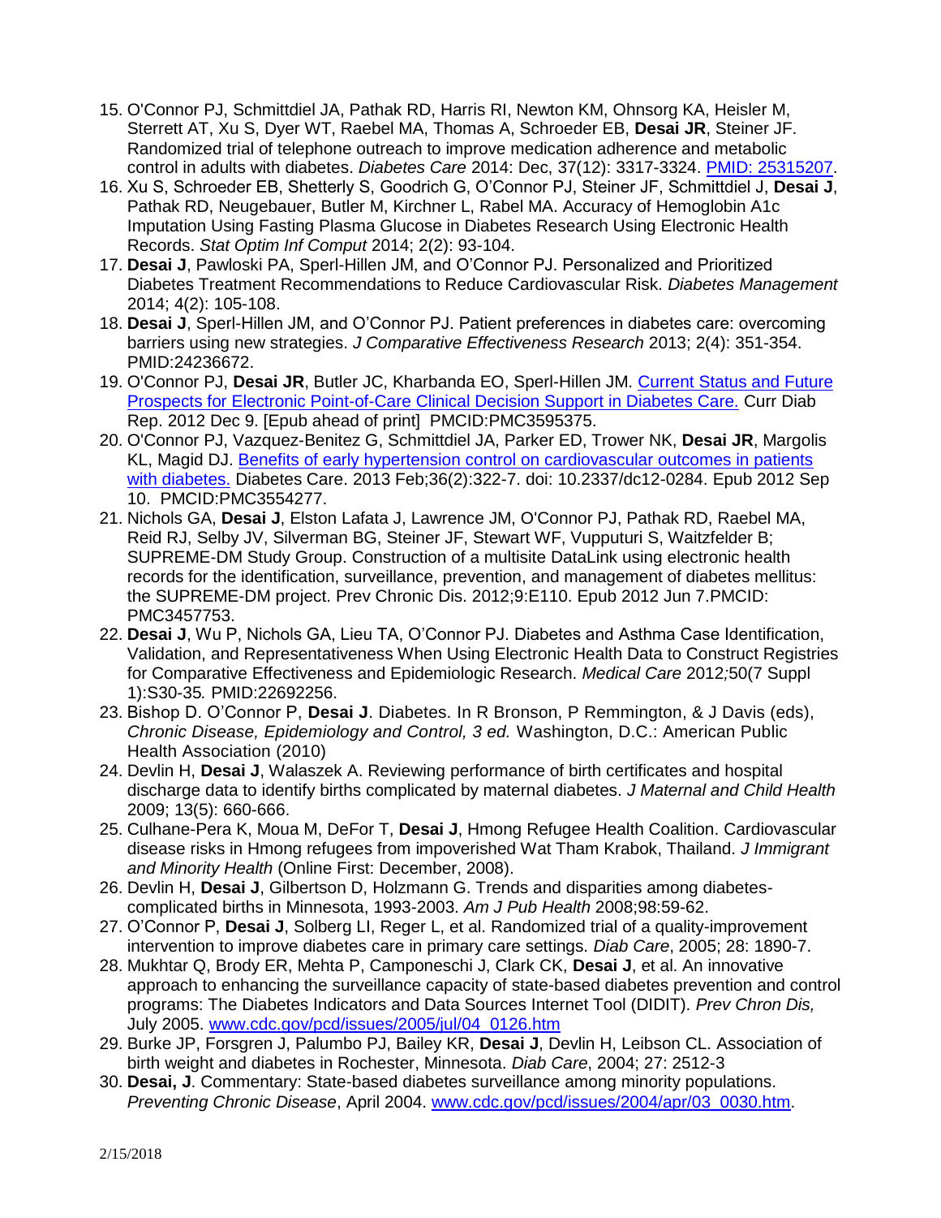15. O'Connor PJ, Schmittdiel JA, Pathak RD, Harris RI, Newton KM, Ohnsorg KA, Heisler M, Sterrett AT, Xu S, Dyer WT, Raebel MA, Thomas A, Schroeder EB, **Desai JR**, Steiner JF. Randomized trial of telephone outreach to improve medication adherence and metabolic control in adults with diabetes. *Diabetes Care* 2014: Dec, 37(12): 3317-3324. [PMID: 25315207](#).
16. Xu S, Schroeder EB, Shetterly S, Goodrich G, O'Connor PJ, Steiner JF, Schmittdiel J, **Desai J**, Pathak RD, Neugebauer, Butler M, Kirchner L, Rabel MA. Accuracy of Hemoglobin A1c Imputation Using Fasting Plasma Glucose in Diabetes Research Using Electronic Health Records. *Stat Optim Inf Comput* 2014; 2(2): 93-104.
17. **Desai J**, Pawloski PA, Sperl-Hillen JM, and O'Connor PJ. Personalized and Prioritized Diabetes Treatment Recommendations to Reduce Cardiovascular Risk. *Diabetes Management* 2014; 4(2): 105-108.
18. **Desai J**, Sperl-Hillen JM, and O'Connor PJ. Patient preferences in diabetes care: overcoming barriers using new strategies. *J Comparative Effectiveness Research* 2013; 2(4): 351-354. PMID:24236672.
19. O'Connor PJ, **Desai JR**, Butler JC, Kharbanda EO, Sperl-Hillen JM. [Current Status and Future Prospects for Electronic Point-of-Care Clinical Decision Support in Diabetes Care.](#) Curr Diab Rep. 2012 Dec 9. [Epub ahead of print] PMCID:PMC3595375.
20. O'Connor PJ, Vazquez-Benitez G, Schmittdiel JA, Parker ED, Trower NK, **Desai JR**, Margolis KL, Magid DJ. [Benefits of early hypertension control on cardiovascular outcomes in patients with diabetes.](#) Diabetes Care. 2013 Feb;36(2):322-7. doi: 10.2337/dc12-0284. Epub 2012 Sep 10. PMCID:PMC3554277.
21. Nichols GA, **Desai J**, Elston Lafata J, Lawrence JM, O'Connor PJ, Pathak RD, Raebel MA, Reid RJ, Selby JV, Silverman BG, Steiner JF, Stewart WF, Vupputuri S, Waitzfelder B; SUPREME-DM Study Group. Construction of a multisite DataLink using electronic health records for the identification, surveillance, prevention, and management of diabetes mellitus: the SUPREME-DM project. Prev Chronic Dis. 2012;9:E110. Epub 2012 Jun 7.PMCID: PMC3457753.
22. **Desai J**, Wu P, Nichols GA, Lieu TA, O'Connor PJ. Diabetes and Asthma Case Identification, Validation, and Representativeness When Using Electronic Health Data to Construct Registries for Comparative Effectiveness and Epidemiologic Research. *Medical Care* 2012*;*50(7 Suppl 1):S30-35*.* PMID:22692256.
23. Bishop D. O'Connor P, **Desai J**. Diabetes. In R Bronson, P Remmington, & J Davis (eds), *Chronic Disease, Epidemiology and Control, 3 ed.* Washington, D.C.: American Public Health Association (2010)
24. Devlin H, **Desai J**, Walaszek A. Reviewing performance of birth certificates and hospital discharge data to identify births complicated by maternal diabetes. *J Maternal and Child Health* 2009; 13(5): 660-666.
25. Culhane-Pera K, Moua M, DeFor T, **Desai J**, Hmong Refugee Health Coalition. Cardiovascular disease risks in Hmong refugees from impoverished Wat Tham Krabok, Thailand. *J Immigrant and Minority Health* (Online First: December, 2008).
26. Devlin H, **Desai J**, Gilbertson D, Holzmann G. Trends and disparities among diabetes-complicated births in Minnesota, 1993-2003. *Am J Pub Health* 2008;98:59-62.
27. O'Connor P, **Desai J**, Solberg LI, Reger L, et al. Randomized trial of a quality-improvement intervention to improve diabetes care in primary care settings. *Diab Care*, 2005; 28: 1890-7.
28. Mukhtar Q, Brody ER, Mehta P, Camponeschi J, Clark CK, **Desai J**, et al. An innovative approach to enhancing the surveillance capacity of state-based diabetes prevention and control programs: The Diabetes Indicators and Data Sources Internet Tool (DIDIT). *Prev Chron Dis,* July 2005. [www.cdc.gov/pcd/issues/2005/jul/04_0126.htm](www.cdc.gov/pcd/issues/2005/jul/04_0126.htm)
29. Burke JP, Forsgren J, Palumbo PJ, Bailey KR, **Desai J**, Devlin H, Leibson CL. Association of birth weight and diabetes in Rochester, Minnesota. *Diab Care*, 2004; 27: 2512-3
30. **Desai, J**. Commentary: State-based diabetes surveillance among minority populations. *Preventing Chronic Disease*, April 2004. [www.cdc.gov/pcd/issues/2004/apr/03_0030.htm](www.cdc.gov/pcd/issues/2004/apr/03_0030.htm).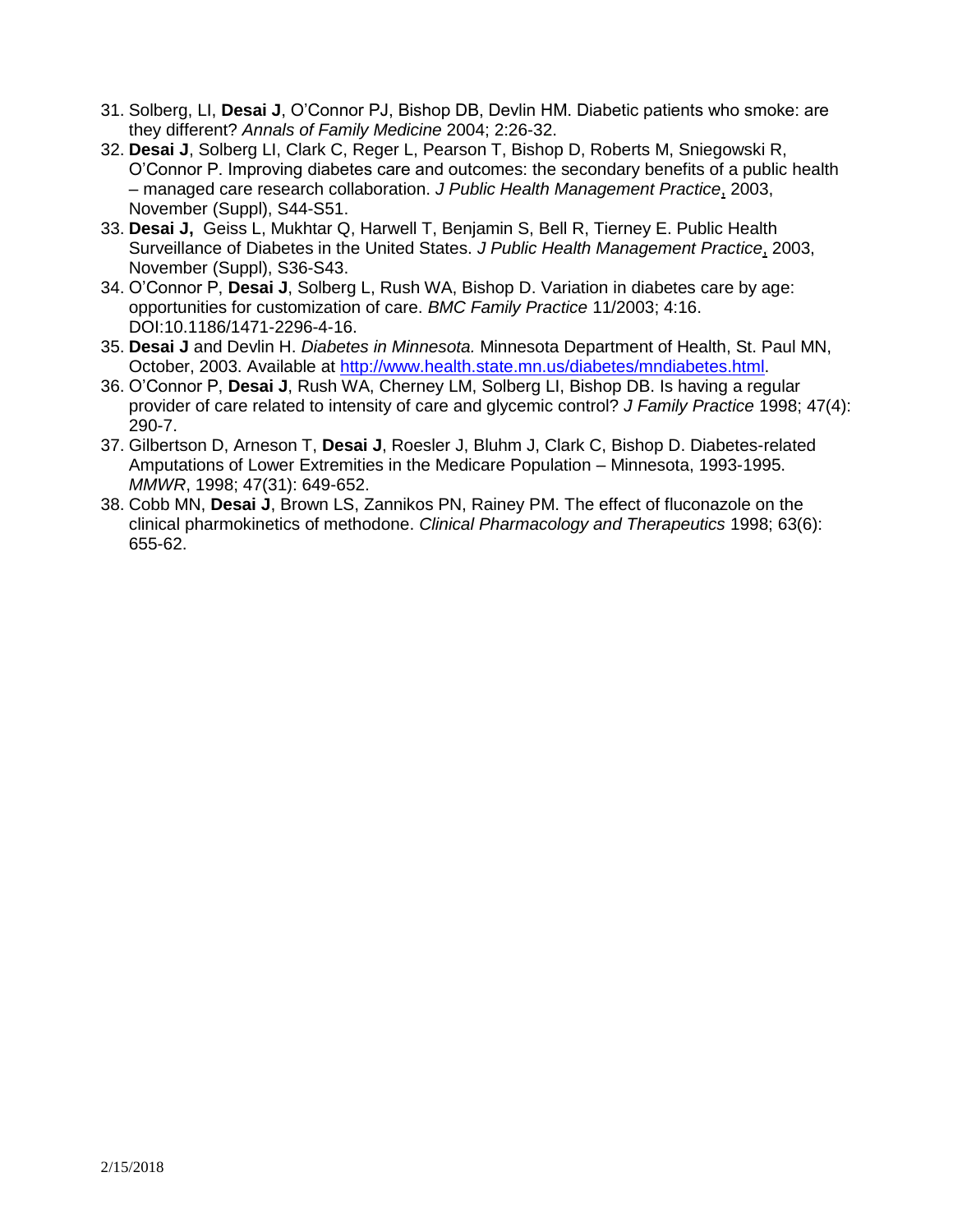31. Solberg, LI, **Desai J**, O'Connor PJ, Bishop DB, Devlin HM. Diabetic patients who smoke: are they different? *Annals of Family Medicine* 2004; 2:26-32.
32. **Desai J**, Solberg LI, Clark C, Reger L, Pearson T, Bishop D, Roberts M, Sniegowski R, O'Connor P. Improving diabetes care and outcomes: the secondary benefits of a public health – managed care research collaboration. *J Public Health Management Practice*, 2003, November (Suppl), S44-S51.
33. **Desai J,** Geiss L, Mukhtar Q, Harwell T, Benjamin S, Bell R, Tierney E. Public Health Surveillance of Diabetes in the United States. *J Public Health Management Practice*, 2003, November (Suppl), S36-S43.
34. O'Connor P, **Desai J**, Solberg L, Rush WA, Bishop D. Variation in diabetes care by age: opportunities for customization of care. *BMC Family Practice* 11/2003; 4:16. DOI:10.1186/1471-2296-4-16.
35. **Desai J** and Devlin H. *Diabetes in Minnesota.* Minnesota Department of Health, St. Paul MN, October, 2003. Available at http://www.health.state.mn.us/diabetes/mndiabetes.html.
36. O'Connor P, **Desai J**, Rush WA, Cherney LM, Solberg LI, Bishop DB. Is having a regular provider of care related to intensity of care and glycemic control? *J Family Practice* 1998; 47(4): 290-7.
37. Gilbertson D, Arneson T, **Desai J**, Roesler J, Bluhm J, Clark C, Bishop D. Diabetes-related Amputations of Lower Extremities in the Medicare Population – Minnesota, 1993-1995. *MMWR*, 1998; 47(31): 649-652.
38. Cobb MN, **Desai J**, Brown LS, Zannikos PN, Rainey PM. The effect of fluconazole on the clinical pharmokinetics of methodone. *Clinical Pharmacology and Therapeutics* 1998; 63(6): 655-62.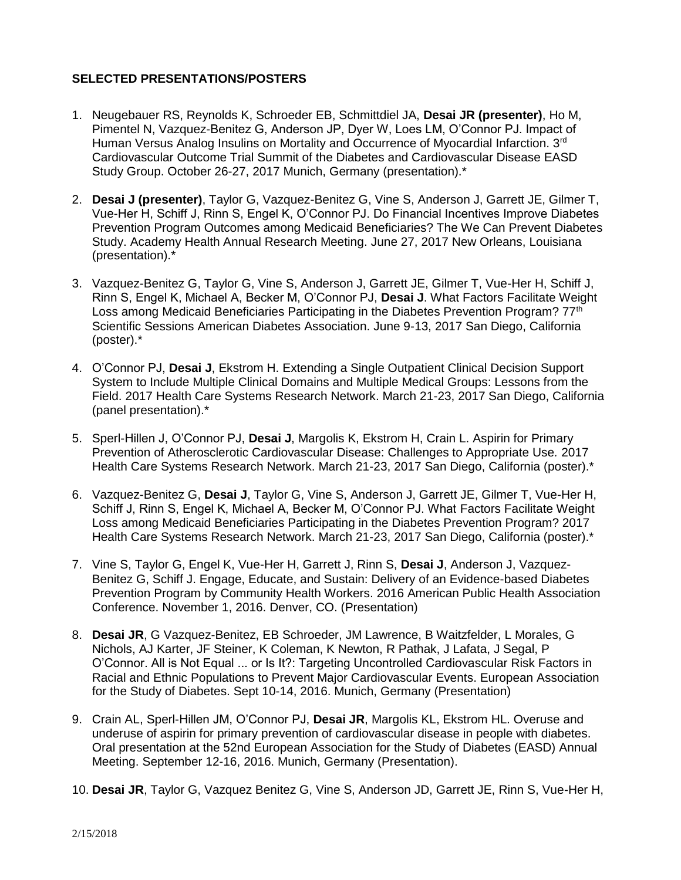**SELECTED PRESENTATIONS/POSTERS**

1. Neugebauer RS, Reynolds K, Schroeder EB, Schmittdiel JA, **Desai JR (presenter)**, Ho M, Pimentel N, Vazquez-Benitez G, Anderson JP, Dyer W, Loes LM, O'Connor PJ. Impact of Human Versus Analog Insulins on Mortality and Occurrence of Myocardial Infarction. 3rd Cardiovascular Outcome Trial Summit of the Diabetes and Cardiovascular Disease EASD Study Group. October 26-27, 2017 Munich, Germany (presentation).*

2. **Desai J (presenter)**, Taylor G, Vazquez-Benitez G, Vine S, Anderson J, Garrett JE, Gilmer T, Vue-Her H, Schiff J, Rinn S, Engel K, O'Connor PJ. Do Financial Incentives Improve Diabetes Prevention Program Outcomes among Medicaid Beneficiaries? The We Can Prevent Diabetes Study. Academy Health Annual Research Meeting. June 27, 2017 New Orleans, Louisiana (presentation).*

3. Vazquez-Benitez G, Taylor G, Vine S, Anderson J, Garrett JE, Gilmer T, Vue-Her H, Schiff J, Rinn S, Engel K, Michael A, Becker M, O'Connor PJ, **Desai J**. What Factors Facilitate Weight Loss among Medicaid Beneficiaries Participating in the Diabetes Prevention Program? 77th Scientific Sessions American Diabetes Association. June 9-13, 2017 San Diego, California (poster).*

4. O'Connor PJ, **Desai J**, Ekstrom H. Extending a Single Outpatient Clinical Decision Support System to Include Multiple Clinical Domains and Multiple Medical Groups: Lessons from the Field. 2017 Health Care Systems Research Network. March 21-23, 2017 San Diego, California (panel presentation).*

5. Sperl-Hillen J, O'Connor PJ, **Desai J**, Margolis K, Ekstrom H, Crain L. Aspirin for Primary Prevention of Atherosclerotic Cardiovascular Disease: Challenges to Appropriate Use. 2017 Health Care Systems Research Network. March 21-23, 2017 San Diego, California (poster).*

6. Vazquez-Benitez G, **Desai J**, Taylor G, Vine S, Anderson J, Garrett JE, Gilmer T, Vue-Her H, Schiff J, Rinn S, Engel K, Michael A, Becker M, O'Connor PJ. What Factors Facilitate Weight Loss among Medicaid Beneficiaries Participating in the Diabetes Prevention Program? 2017 Health Care Systems Research Network. March 21-23, 2017 San Diego, California (poster).*

7. Vine S, Taylor G, Engel K, Vue-Her H, Garrett J, Rinn S, **Desai J**, Anderson J, Vazquez-Benitez G, Schiff J. Engage, Educate, and Sustain: Delivery of an Evidence-based Diabetes Prevention Program by Community Health Workers. 2016 American Public Health Association Conference. November 1, 2016. Denver, CO. (Presentation)

8. **Desai JR**, G Vazquez-Benitez, EB Schroeder, JM Lawrence, B Waitzfelder, L Morales, G Nichols, AJ Karter, JF Steiner, K Coleman, K Newton, R Pathak, J Lafata, J Segal, P O'Connor. All is Not Equal ... or Is It?: Targeting Uncontrolled Cardiovascular Risk Factors in Racial and Ethnic Populations to Prevent Major Cardiovascular Events. European Association for the Study of Diabetes. Sept 10-14, 2016. Munich, Germany (Presentation)

9. Crain AL, Sperl-Hillen JM, O'Connor PJ, **Desai JR**, Margolis KL, Ekstrom HL. Overuse and underuse of aspirin for primary prevention of cardiovascular disease in people with diabetes. Oral presentation at the 52nd European Association for the Study of Diabetes (EASD) Annual Meeting. September 12-16, 2016. Munich, Germany (Presentation).

10. **Desai JR**, Taylor G, Vazquez Benitez G, Vine S, Anderson JD, Garrett JE, Rinn S, Vue-Her H,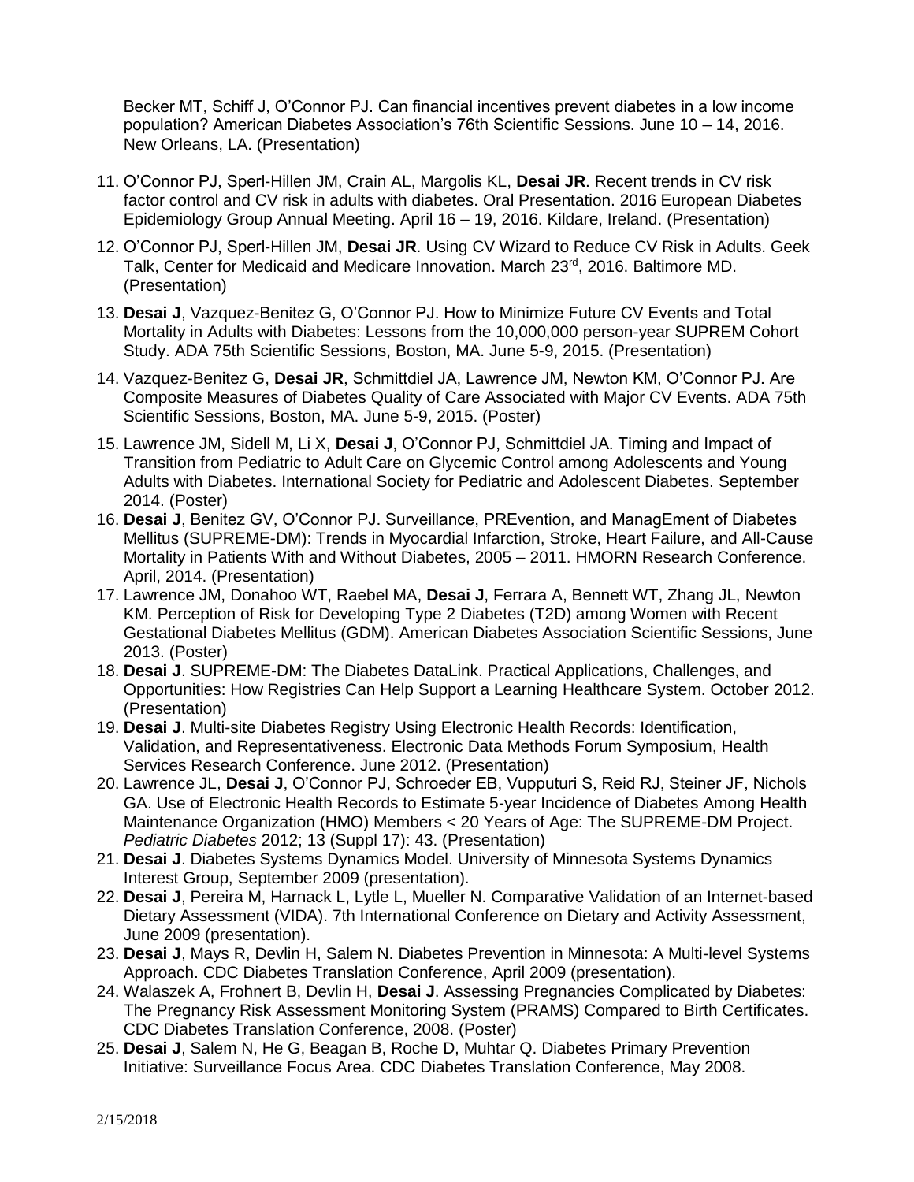Becker MT, Schiff J, O'Connor PJ. Can financial incentives prevent diabetes in a low income population? American Diabetes Association's 76th Scientific Sessions. June 10 – 14, 2016. New Orleans, LA. (Presentation)

11. O'Connor PJ, Sperl-Hillen JM, Crain AL, Margolis KL, **Desai JR**. Recent trends in CV risk factor control and CV risk in adults with diabetes. Oral Presentation. 2016 European Diabetes Epidemiology Group Annual Meeting. April 16 – 19, 2016. Kildare, Ireland. (Presentation)
12. O'Connor PJ, Sperl-Hillen JM, **Desai JR**. Using CV Wizard to Reduce CV Risk in Adults. Geek Talk, Center for Medicaid and Medicare Innovation. March 23rd, 2016. Baltimore MD. (Presentation)
13. **Desai J**, Vazquez-Benitez G, O'Connor PJ. How to Minimize Future CV Events and Total Mortality in Adults with Diabetes: Lessons from the 10,000,000 person-year SUPREM Cohort Study. ADA 75th Scientific Sessions, Boston, MA. June 5-9, 2015. (Presentation)
14. Vazquez-Benitez G, **Desai JR**, Schmittdiel JA, Lawrence JM, Newton KM, O'Connor PJ. Are Composite Measures of Diabetes Quality of Care Associated with Major CV Events. ADA 75th Scientific Sessions, Boston, MA. June 5-9, 2015. (Poster)
15. Lawrence JM, Sidell M, Li X, **Desai J**, O'Connor PJ, Schmittdiel JA. Timing and Impact of Transition from Pediatric to Adult Care on Glycemic Control among Adolescents and Young Adults with Diabetes. International Society for Pediatric and Adolescent Diabetes. September 2014. (Poster)
16. **Desai J**, Benitez GV, O'Connor PJ. Surveillance, PREvention, and ManagEment of Diabetes Mellitus (SUPREME-DM): Trends in Myocardial Infarction, Stroke, Heart Failure, and All-Cause Mortality in Patients With and Without Diabetes, 2005 – 2011. HMORN Research Conference. April, 2014. (Presentation)
17. Lawrence JM, Donahoo WT, Raebel MA, **Desai J**, Ferrara A, Bennett WT, Zhang JL, Newton KM. Perception of Risk for Developing Type 2 Diabetes (T2D) among Women with Recent Gestational Diabetes Mellitus (GDM). American Diabetes Association Scientific Sessions, June 2013. (Poster)
18. **Desai J**. SUPREME-DM: The Diabetes DataLink. Practical Applications, Challenges, and Opportunities: How Registries Can Help Support a Learning Healthcare System. October 2012. (Presentation)
19. **Desai J**. Multi-site Diabetes Registry Using Electronic Health Records: Identification, Validation, and Representativeness. Electronic Data Methods Forum Symposium, Health Services Research Conference. June 2012. (Presentation)
20. Lawrence JL, **Desai J**, O'Connor PJ, Schroeder EB, Vupputuri S, Reid RJ, Steiner JF, Nichols GA. Use of Electronic Health Records to Estimate 5-year Incidence of Diabetes Among Health Maintenance Organization (HMO) Members < 20 Years of Age: The SUPREME-DM Project. *Pediatric Diabetes* 2012; 13 (Suppl 17): 43. (Presentation)
21. **Desai J**. Diabetes Systems Dynamics Model. University of Minnesota Systems Dynamics Interest Group, September 2009 (presentation).
22. **Desai J**, Pereira M, Harnack L, Lytle L, Mueller N. Comparative Validation of an Internet-based Dietary Assessment (VIDA). 7th International Conference on Dietary and Activity Assessment, June 2009 (presentation).
23. **Desai J**, Mays R, Devlin H, Salem N. Diabetes Prevention in Minnesota: A Multi-level Systems Approach. CDC Diabetes Translation Conference, April 2009 (presentation).
24. Walaszek A, Frohnert B, Devlin H, **Desai J**. Assessing Pregnancies Complicated by Diabetes: The Pregnancy Risk Assessment Monitoring System (PRAMS) Compared to Birth Certificates. CDC Diabetes Translation Conference, 2008. (Poster)
25. **Desai J**, Salem N, He G, Beagan B, Roche D, Muhtar Q. Diabetes Primary Prevention Initiative: Surveillance Focus Area. CDC Diabetes Translation Conference, May 2008.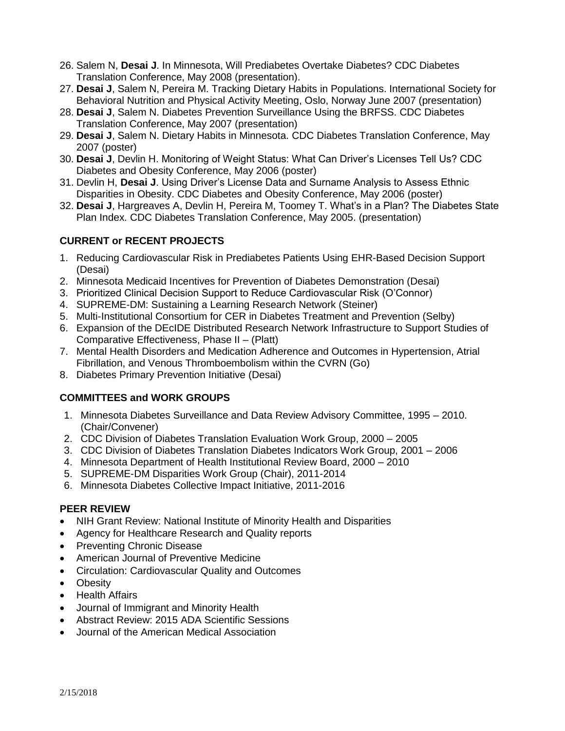26. Salem N, **Desai J**. In Minnesota, Will Prediabetes Overtake Diabetes? CDC Diabetes Translation Conference, May 2008 (presentation).
27. **Desai J**, Salem N, Pereira M. Tracking Dietary Habits in Populations. International Society for Behavioral Nutrition and Physical Activity Meeting, Oslo, Norway June 2007 (presentation)
28. **Desai J**, Salem N. Diabetes Prevention Surveillance Using the BRFSS. CDC Diabetes Translation Conference, May 2007 (presentation)
29. **Desai J**, Salem N. Dietary Habits in Minnesota. CDC Diabetes Translation Conference, May 2007 (poster)
30. **Desai J**, Devlin H. Monitoring of Weight Status: What Can Driver's Licenses Tell Us? CDC Diabetes and Obesity Conference, May 2006 (poster)
31. Devlin H, **Desai J**. Using Driver's License Data and Surname Analysis to Assess Ethnic Disparities in Obesity. CDC Diabetes and Obesity Conference, May 2006 (poster)
32. **Desai J**, Hargreaves A, Devlin H, Pereira M, Toomey T. What's in a Plan? The Diabetes State Plan Index. CDC Diabetes Translation Conference, May 2005. (presentation)

## CURRENT or RECENT PROJECTS

1. Reducing Cardiovascular Risk in Prediabetes Patients Using EHR-Based Decision Support (Desai)
2. Minnesota Medicaid Incentives for Prevention of Diabetes Demonstration (Desai)
3. Prioritized Clinical Decision Support to Reduce Cardiovascular Risk (O'Connor)
4. SUPREME-DM: Sustaining a Learning Research Network (Steiner)
5. Multi-Institutional Consortium for CER in Diabetes Treatment and Prevention (Selby)
6. Expansion of the DEcIDE Distributed Research Network Infrastructure to Support Studies of Comparative Effectiveness, Phase II – (Platt)
7. Mental Health Disorders and Medication Adherence and Outcomes in Hypertension, Atrial Fibrillation, and Venous Thromboembolism within the CVRN (Go)
8. Diabetes Primary Prevention Initiative (Desai)

## COMMITTEES and WORK GROUPS

1. Minnesota Diabetes Surveillance and Data Review Advisory Committee, 1995 – 2010. (Chair/Convener)
2. CDC Division of Diabetes Translation Evaluation Work Group, 2000 – 2005
3. CDC Division of Diabetes Translation Diabetes Indicators Work Group, 2001 – 2006
4. Minnesota Department of Health Institutional Review Board, 2000 – 2010
5. SUPREME-DM Disparities Work Group (Chair), 2011-2014
6. Minnesota Diabetes Collective Impact Initiative, 2011-2016

## PEER REVIEW

- NIH Grant Review: National Institute of Minority Health and Disparities
- Agency for Healthcare Research and Quality reports
- Preventing Chronic Disease
- American Journal of Preventive Medicine
- Circulation: Cardiovascular Quality and Outcomes
- Obesity
- Health Affairs
- Journal of Immigrant and Minority Health
- Abstract Review: 2015 ADA Scientific Sessions
- Journal of the American Medical Association